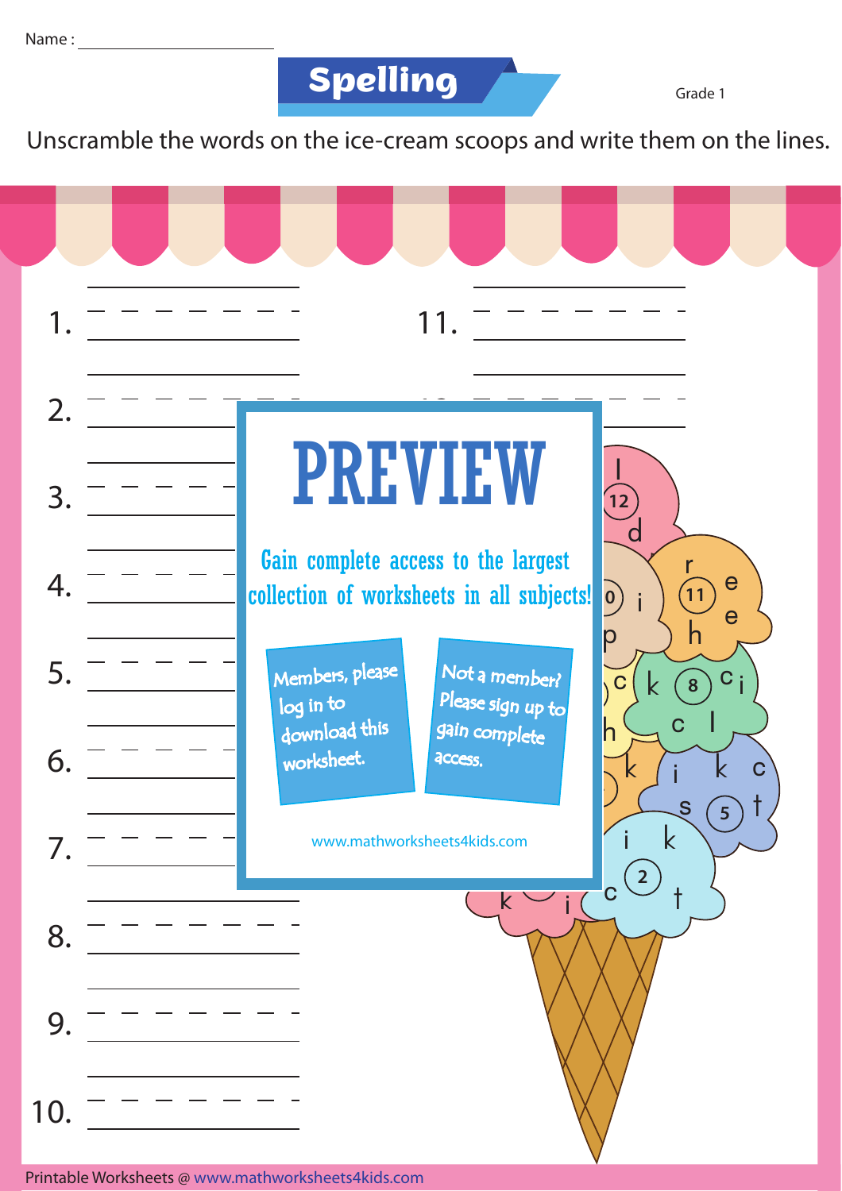Name : ____________________

# Spelling

Grade 1

Unscramble the words on the ice-cream scoops and write them on the lines.

1. ____________________ 11. ____________________

2. ____________________

3. ____________________

4. ____________________

5. ____________________

6. ____________________

7. ____________________

8. ____________________

9. ____________________

10. ____________________

PREVIEW

Gain complete access to the largest collection of worksheets in all subjects!

Members, please log in to download this worksheet.

Not a member? Please sign up to gain complete access.

www.mathworksheets4kids.com

Printable Worksheets @ www.mathworksheets4kids.com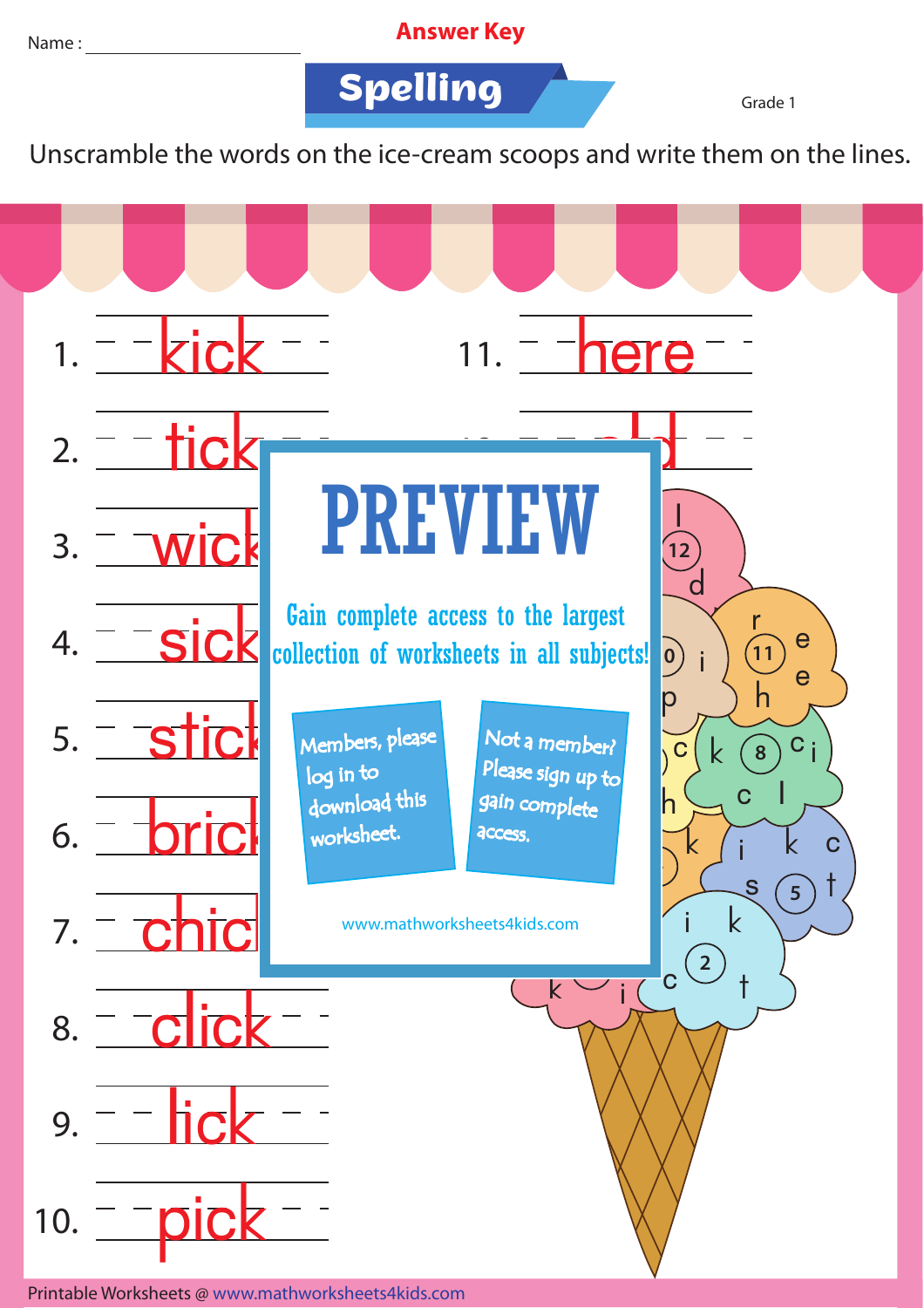Name : ____________________

Answer Key

# Spelling

Grade 1

Unscramble the words on the ice-cream scoops and write them on the lines.

1. kick
2. tick
3. wick
4. sick
5. stick
6. brick
7. chic
8. click
9. lick
10. pick
11. here
12. old

PREVIEW

Gain complete access to the largest collection of worksheets in all subjects!

Members, please log in to download this worksheet.

Not a member? Please sign up to gain complete access.

www.mathworksheets4kids.com

l 12 d

o i p

r 11 e e h

c h

k 8 c i c l

k

i k c s 5 t

i k 2 c t

k i

Printable Worksheets @ www.mathworksheets4kids.com